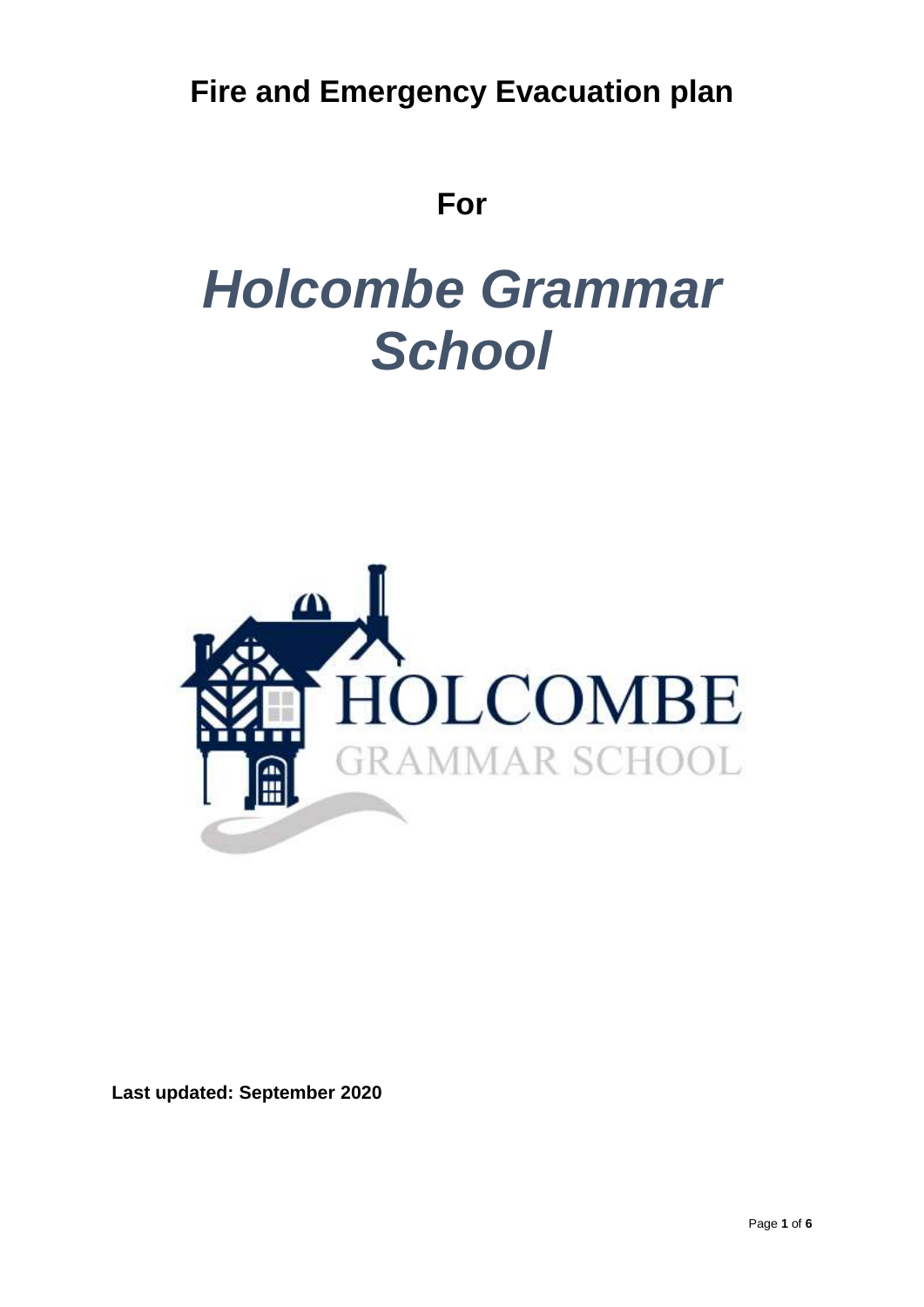# Fire and Emergency Evacuation plan

**For**

# *Holcombe Grammar School*

HOLCOMBE
GRAMMAR SCHOOL

**Last updated: September 2020**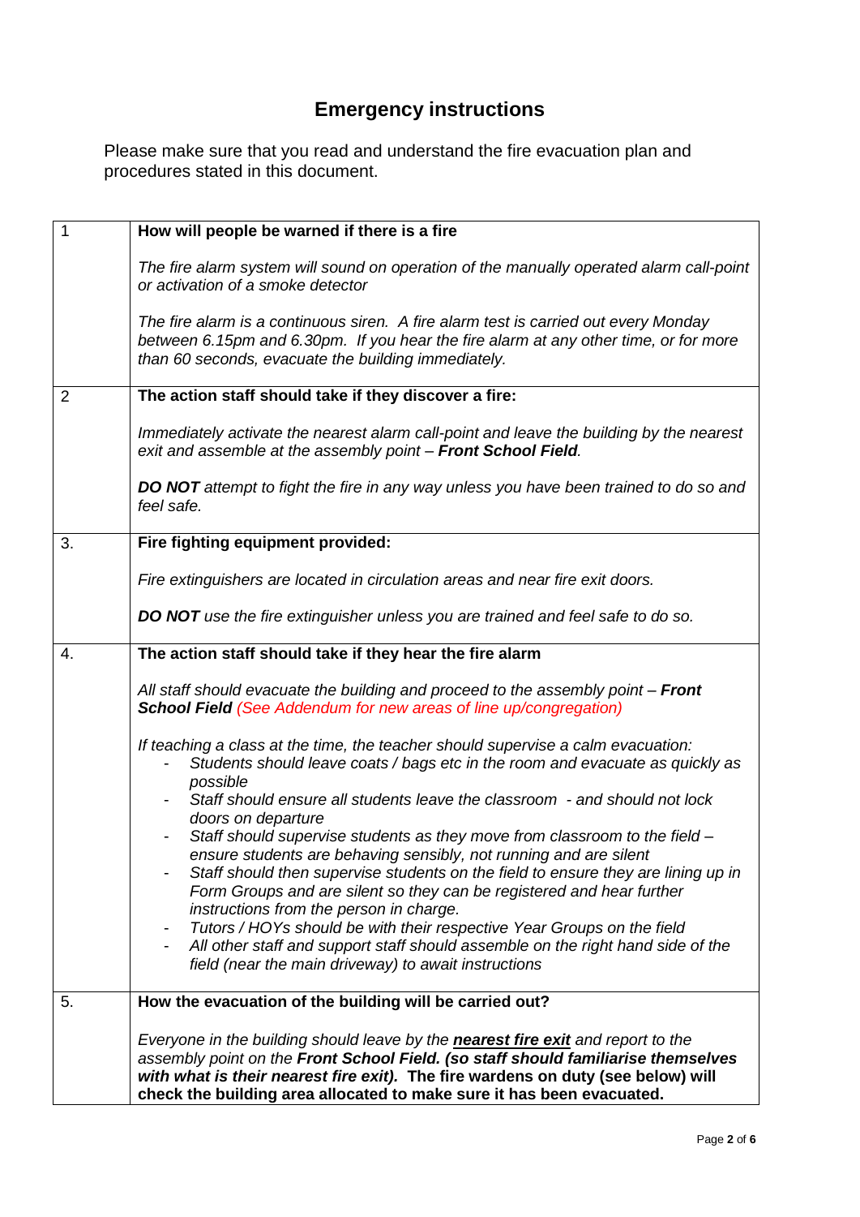# Emergency instructions

Please make sure that you read and understand the fire evacuation plan and procedures stated in this document.

| | |
|---|---|
| 1 | **How will people be warned if there is a fire**<br><br>*The fire alarm system will sound on operation of the manually operated alarm call-point or activation of a smoke detector*<br><br>*The fire alarm is a continuous siren. A fire alarm test is carried out every Monday between 6.15pm and 6.30pm. If you hear the fire alarm at any other time, or for more than 60 seconds, evacuate the building immediately.* |
| 2 | **The action staff should take if they discover a fire:**<br><br>*Immediately activate the nearest alarm call-point and leave the building by the nearest exit and assemble at the assembly point – **Front School Field**.*<br><br>***DO NOT** attempt to fight the fire in any way unless you have been trained to do so and feel safe.* |
| 3. | **Fire fighting equipment provided:**<br><br>*Fire extinguishers are located in circulation areas and near fire exit doors.*<br><br>***DO NOT** use the fire extinguisher unless you are trained and feel safe to do so.* |
| 4. | **The action staff should take if they hear the fire alarm**<br><br>*All staff should evacuate the building and proceed to the assembly point – **Front School Field** (See Addendum for new areas of line up/congregation)*<br><br>*If teaching a class at the time, the teacher should supervise a calm evacuation:*<br>- *Students should leave coats / bags etc in the room and evacuate as quickly as possible*<br>- *Staff should ensure all students leave the classroom - and should not lock doors on departure*<br>- *Staff should supervise students as they move from classroom to the field – ensure students are behaving sensibly, not running and are silent*<br>- *Staff should then supervise students on the field to ensure they are lining up in Form Groups and are silent so they can be registered and hear further instructions from the person in charge.*<br>- *Tutors / HOYs should be with their respective Year Groups on the field*<br>- *All other staff and support staff should assemble on the right hand side of the field (near the main driveway) to await instructions* |
| 5. | **How the evacuation of the building will be carried out?**<br><br>*Everyone in the building should leave by the **nearest fire exit** and report to the assembly point on the **Front School Field. (so staff should familiarise themselves with what is their nearest fire exit).*** **The fire wardens on duty (see below) will check the building area allocated to make sure it has been evacuated.** |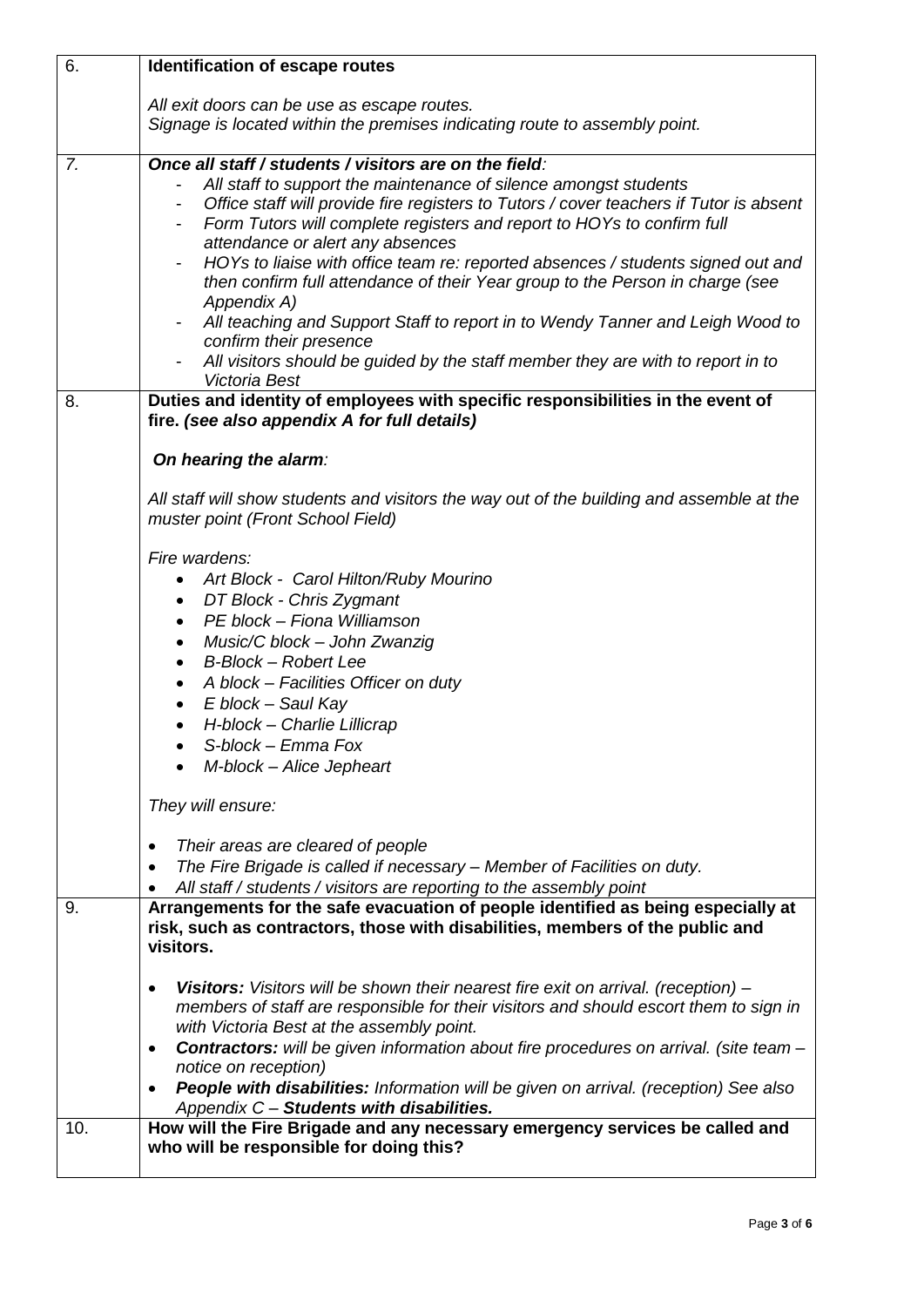| | |
|---|---|
| 6. | **Identification of escape routes**<br><br>*All exit doors can be use as escape routes.*<br>*Signage is located within the premises indicating route to assembly point.* |
| *7.* | ***Once all staff / students / visitors are on the field**:*<br>- *All staff to support the maintenance of silence amongst students*<br>- *Office staff will provide fire registers to Tutors / cover teachers if Tutor is absent*<br>- *Form Tutors will complete registers and report to HOYs to confirm full attendance or alert any absences*<br>- *HOYs to liaise with office team re: reported absences / students signed out and then confirm full attendance of their Year group to the Person in charge (see Appendix A)*<br>- *All teaching and Support Staff to report in to Wendy Tanner and Leigh Wood to confirm their presence*<br>- *All visitors should be guided by the staff member they are with to report in to Victoria Best* |
| 8. | **Duties and identity of employees with specific responsibilities in the event of fire. *(see also appendix A for full details)***<br><br>***On hearing the alarm**:*<br><br>*All staff will show students and visitors the way out of the building and assemble at the muster point (Front School Field)*<br><br>*Fire wardens:*<br>• *Art Block - Carol Hilton/Ruby Mourino*<br>• *DT Block - Chris Zygmant*<br>• *PE block – Fiona Williamson*<br>• *Music/C block – John Zwanzig*<br>• *B-Block – Robert Lee*<br>• *A block – Facilities Officer on duty*<br>• *E block – Saul Kay*<br>• *H-block – Charlie Lillicrap*<br>• *S-block – Emma Fox*<br>• *M-block – Alice Jepheart*<br><br>*They will ensure:*<br><br>• *Their areas are cleared of people*<br>• *The Fire Brigade is called if necessary – Member of Facilities on duty.*<br>• *All staff / students / visitors are reporting to the assembly point* |
| 9. | **Arrangements for the safe evacuation of people identified as being especially at risk, such as contractors, those with disabilities, members of the public and visitors.**<br><br>• ***Visitors:** Visitors will be shown their nearest fire exit on arrival. (reception) – members of staff are responsible for their visitors and should escort them to sign in with Victoria Best at the assembly point.*<br>• ***Contractors:** will be given information about fire procedures on arrival. (site team – notice on reception)*<br>• ***People with disabilities:** Information will be given on arrival. (reception) See also Appendix C – **Students with disabilities.*** |
| 10. | **How will the Fire Brigade and any necessary emergency services be called and who will be responsible for doing this?** |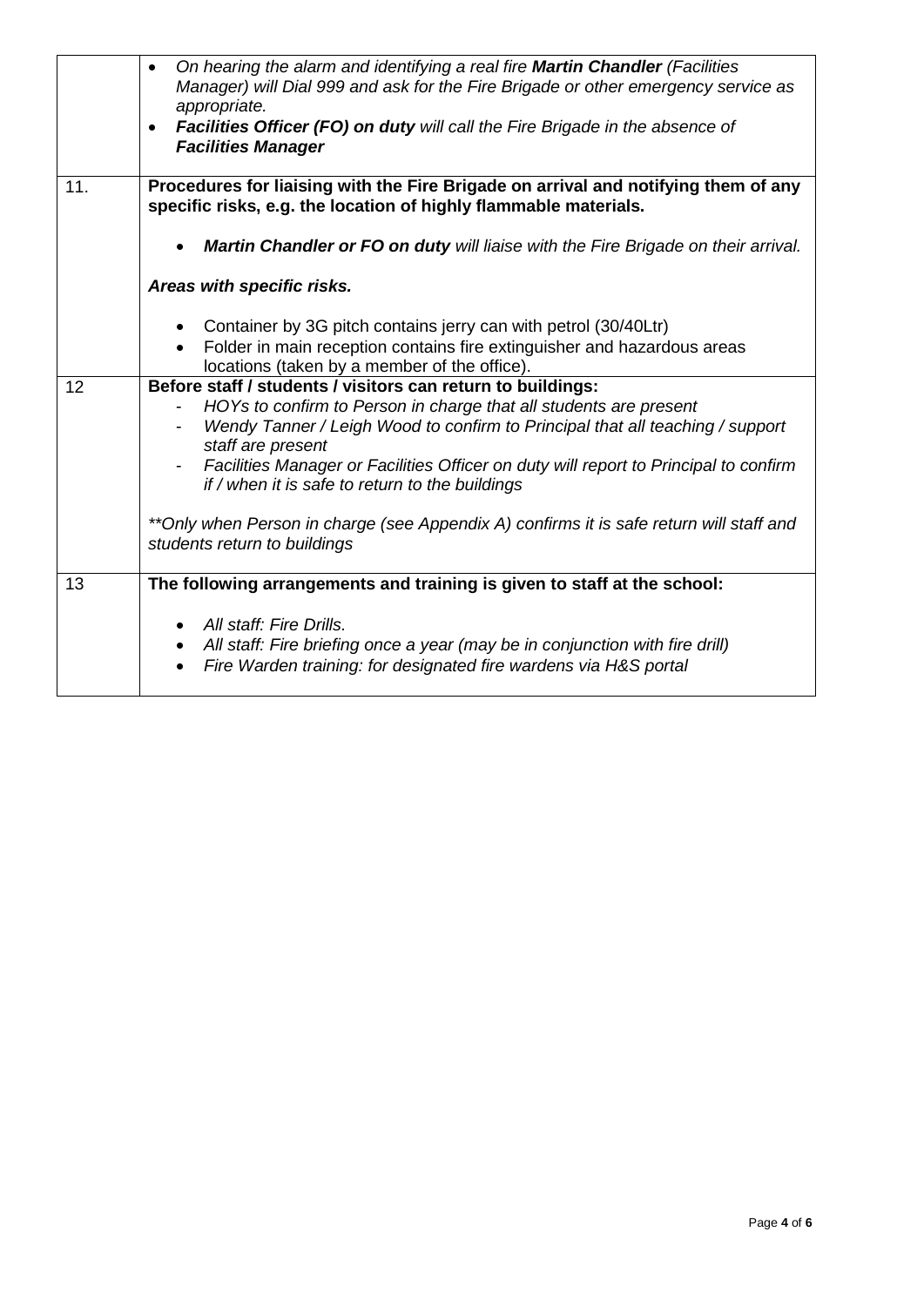| | |
|---|---|
| | • *On hearing the alarm and identifying a real fire **Martin Chandler** (Facilities Manager) will Dial 999 and ask for the Fire Brigade or other emergency service as appropriate.*<br>• ***Facilities Officer (FO) on duty** will call the Fire Brigade in the absence of **Facilities Manager*** |
| 11. | **Procedures for liaising with the Fire Brigade on arrival and notifying them of any specific risks, e.g. the location of highly flammable materials.**<br><br>• ***Martin Chandler or FO on duty** will liaise with the Fire Brigade on their arrival.*<br><br>***Areas with specific risks.***<br><br>• Container by 3G pitch contains jerry can with petrol (30/40Ltr)<br>• Folder in main reception contains fire extinguisher and hazardous areas locations (taken by a member of the office). |
| 12 | **Before staff / students / visitors can return to buildings:**<br>- *HOYs to confirm to Person in charge that all students are present*<br>- *Wendy Tanner / Leigh Wood to confirm to Principal that all teaching / support staff are present*<br>- *Facilities Manager or Facilities Officer on duty will report to Principal to confirm if / when it is safe to return to the buildings*<br><br>*\*\*Only when Person in charge (see Appendix A) confirms it is safe return will staff and students return to buildings* |
| 13 | **The following arrangements and training is given to staff at the school:**<br><br>• *All staff: Fire Drills.*<br>• *All staff: Fire briefing once a year (may be in conjunction with fire drill)*<br>• *Fire Warden training: for designated fire wardens via H&S portal* |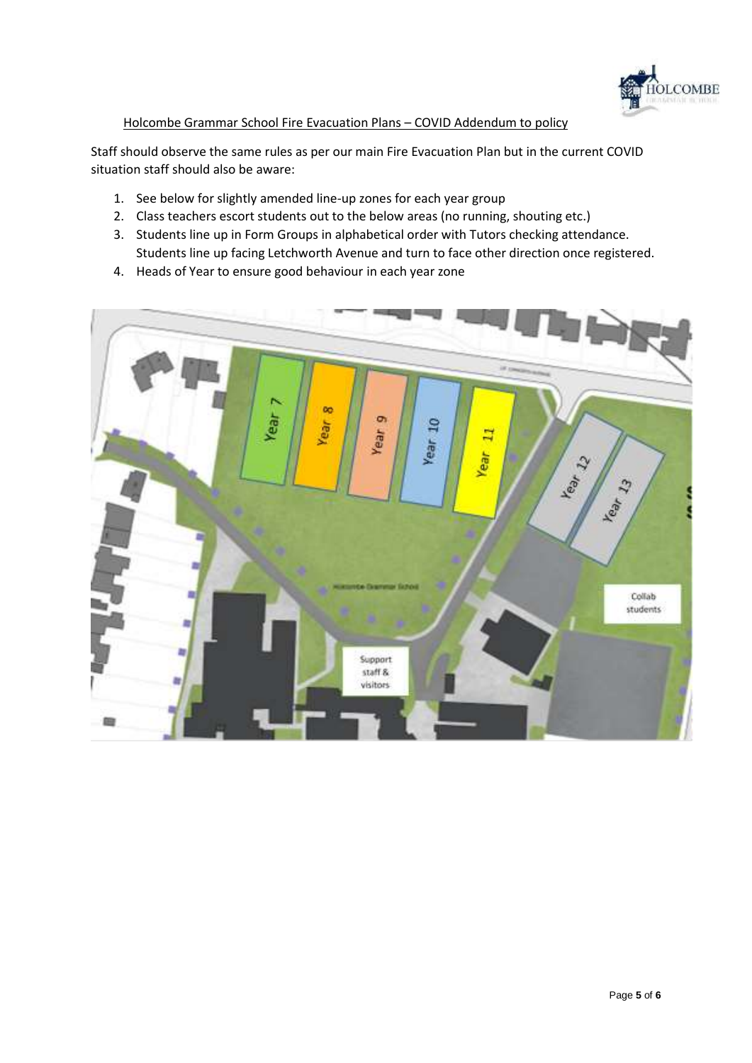## Holcombe Grammar School Fire Evacuation Plans – COVID Addendum to policy

Staff should observe the same rules as per our main Fire Evacuation Plan but in the current COVID situation staff should also be aware:

1. See below for slightly amended line-up zones for each year group
2. Class teachers escort students out to the below areas (no running, shouting etc.)
3. Students line up in Form Groups in alphabetical order with Tutors checking attendance. Students line up facing Letchworth Avenue and turn to face other direction once registered.
4. Heads of Year to ensure good behaviour in each year zone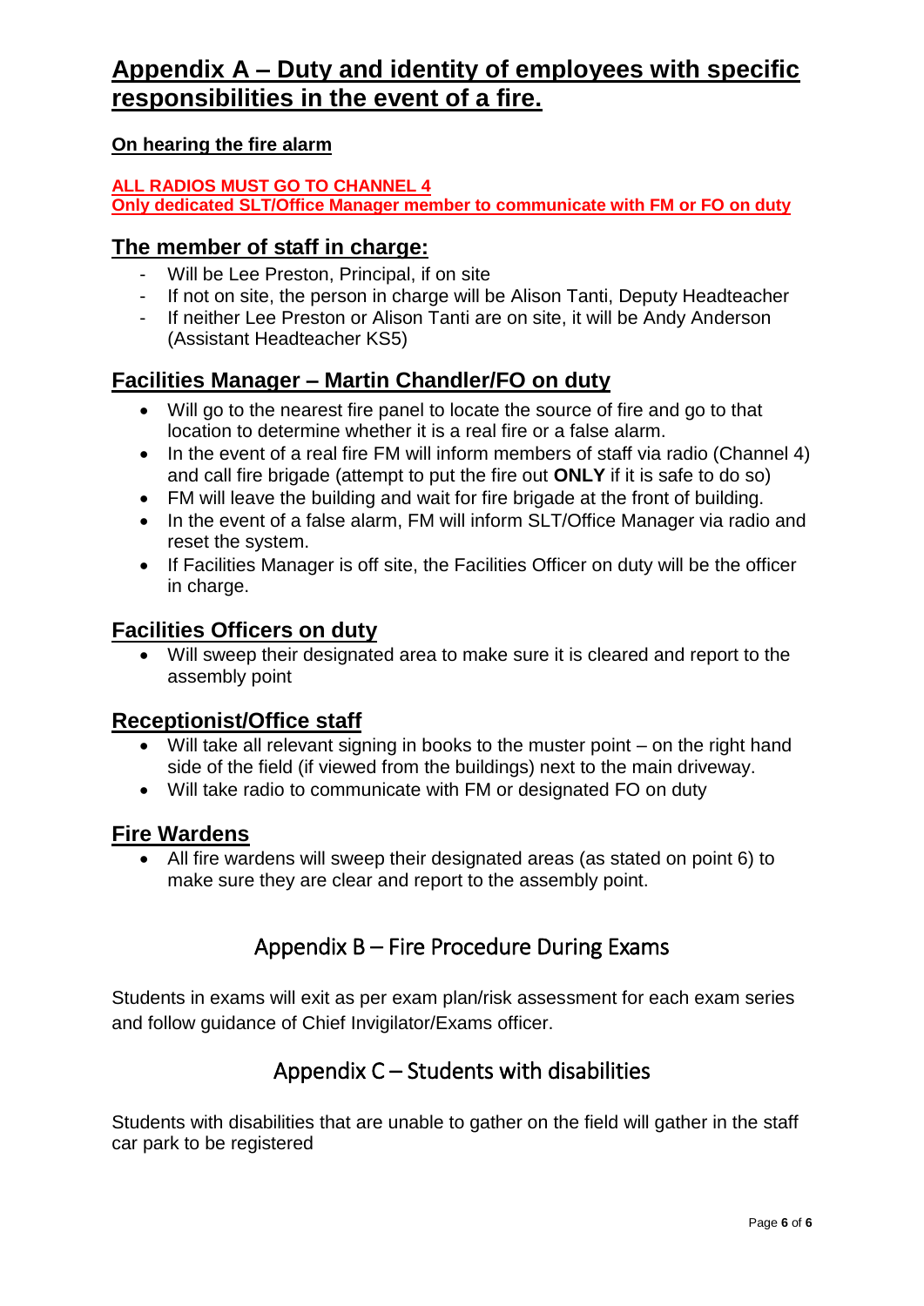# Appendix A – Duty and identity of employees with specific responsibilities in the event of a fire.

**On hearing the fire alarm**

**ALL RADIOS MUST GO TO CHANNEL 4**
**Only dedicated SLT/Office Manager member to communicate with FM or FO on duty**

## The member of staff in charge:

- Will be Lee Preston, Principal, if on site
- If not on site, the person in charge will be Alison Tanti, Deputy Headteacher
- If neither Lee Preston or Alison Tanti are on site, it will be Andy Anderson (Assistant Headteacher KS5)

## Facilities Manager – Martin Chandler/FO on duty

- Will go to the nearest fire panel to locate the source of fire and go to that location to determine whether it is a real fire or a false alarm.
- In the event of a real fire FM will inform members of staff via radio (Channel 4) and call fire brigade (attempt to put the fire out **ONLY** if it is safe to do so)
- FM will leave the building and wait for fire brigade at the front of building.
- In the event of a false alarm, FM will inform SLT/Office Manager via radio and reset the system.
- If Facilities Manager is off site, the Facilities Officer on duty will be the officer in charge.

## Facilities Officers on duty

- Will sweep their designated area to make sure it is cleared and report to the assembly point

## Receptionist/Office staff

- Will take all relevant signing in books to the muster point – on the right hand side of the field (if viewed from the buildings) next to the main driveway.
- Will take radio to communicate with FM or designated FO on duty

## Fire Wardens

- All fire wardens will sweep their designated areas (as stated on point 6) to make sure they are clear and report to the assembly point.

## Appendix B – Fire Procedure During Exams

Students in exams will exit as per exam plan/risk assessment for each exam series and follow guidance of Chief Invigilator/Exams officer.

## Appendix C – Students with disabilities

Students with disabilities that are unable to gather on the field will gather in the staff car park to be registered